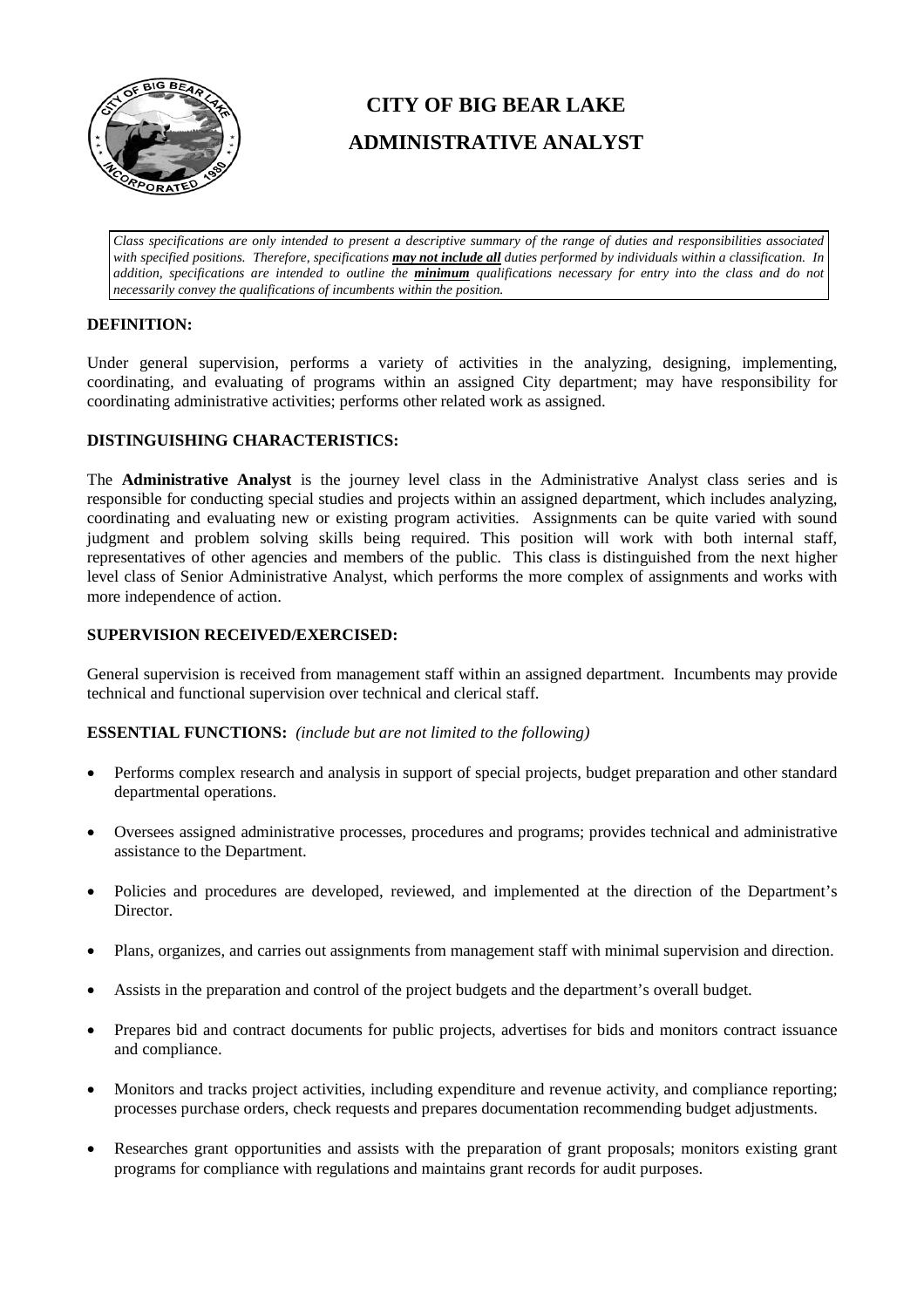# CITY OF BIG BEAR LAKE

# ADMINISTRATIVE ANALYST

*Class specifications are only intended to present a descriptive summary of the range of duties and responsibilities associated with specified positions. Therefore, specifications **may not include all** duties performed by individuals within a classification. In addition, specifications are intended to outline the **minimum** qualifications necessary for entry into the class and do not necessarily convey the qualifications of incumbents within the position.*

## DEFINITION:

Under general supervision, performs a variety of activities in the analyzing, designing, implementing, coordinating, and evaluating of programs within an assigned City department; may have responsibility for coordinating administrative activities; performs other related work as assigned.

## DISTINGUISHING CHARACTERISTICS:

The **Administrative Analyst** is the journey level class in the Administrative Analyst class series and is responsible for conducting special studies and projects within an assigned department, which includes analyzing, coordinating and evaluating new or existing program activities. Assignments can be quite varied with sound judgment and problem solving skills being required. This position will work with both internal staff, representatives of other agencies and members of the public. This class is distinguished from the next higher level class of Senior Administrative Analyst, which performs the more complex of assignments and works with more independence of action.

## SUPERVISION RECEIVED/EXERCISED:

General supervision is received from management staff within an assigned department. Incumbents may provide technical and functional supervision over technical and clerical staff.

## ESSENTIAL FUNCTIONS: *(include but are not limited to the following)*

- Performs complex research and analysis in support of special projects, budget preparation and other standard departmental operations.
- Oversees assigned administrative processes, procedures and programs; provides technical and administrative assistance to the Department.
- Policies and procedures are developed, reviewed, and implemented at the direction of the Department's Director.
- Plans, organizes, and carries out assignments from management staff with minimal supervision and direction.
- Assists in the preparation and control of the project budgets and the department's overall budget.
- Prepares bid and contract documents for public projects, advertises for bids and monitors contract issuance and compliance.
- Monitors and tracks project activities, including expenditure and revenue activity, and compliance reporting; processes purchase orders, check requests and prepares documentation recommending budget adjustments.
- Researches grant opportunities and assists with the preparation of grant proposals; monitors existing grant programs for compliance with regulations and maintains grant records for audit purposes.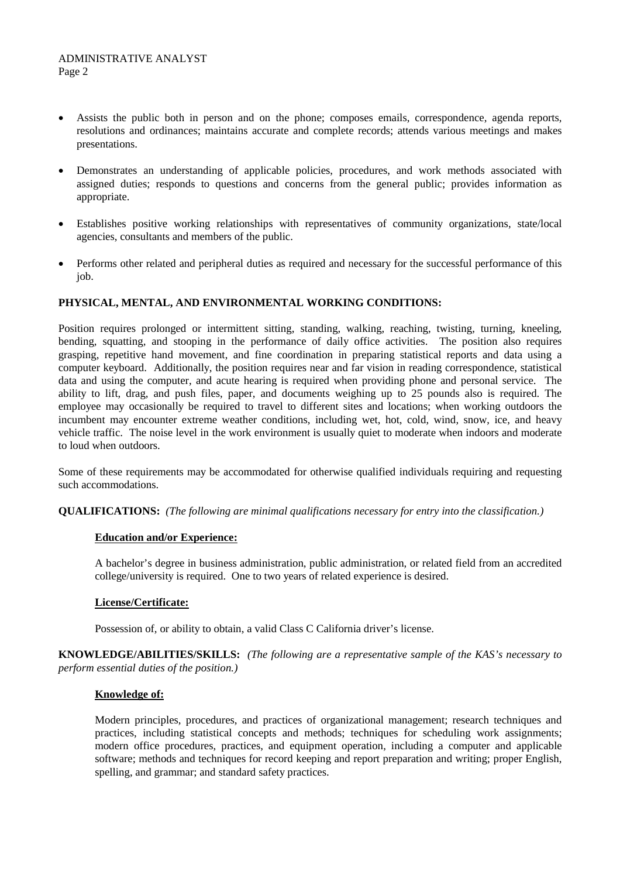- Assists the public both in person and on the phone; composes emails, correspondence, agenda reports, resolutions and ordinances; maintains accurate and complete records; attends various meetings and makes presentations.

- Demonstrates an understanding of applicable policies, procedures, and work methods associated with assigned duties; responds to questions and concerns from the general public; provides information as appropriate.

- Establishes positive working relationships with representatives of community organizations, state/local agencies, consultants and members of the public.

- Performs other related and peripheral duties as required and necessary for the successful performance of this job.

**PHYSICAL, MENTAL, AND ENVIRONMENTAL WORKING CONDITIONS:**

Position requires prolonged or intermittent sitting, standing, walking, reaching, twisting, turning, kneeling, bending, squatting, and stooping in the performance of daily office activities. The position also requires grasping, repetitive hand movement, and fine coordination in preparing statistical reports and data using a computer keyboard. Additionally, the position requires near and far vision in reading correspondence, statistical data and using the computer, and acute hearing is required when providing phone and personal service. The ability to lift, drag, and push files, paper, and documents weighing up to 25 pounds also is required. The employee may occasionally be required to travel to different sites and locations; when working outdoors the incumbent may encounter extreme weather conditions, including wet, hot, cold, wind, snow, ice, and heavy vehicle traffic. The noise level in the work environment is usually quiet to moderate when indoors and moderate to loud when outdoors.

Some of these requirements may be accommodated for otherwise qualified individuals requiring and requesting such accommodations.

**QUALIFICATIONS:** *(The following are minimal qualifications necessary for entry into the classification.)*

**Education and/or Experience:**

A bachelor's degree in business administration, public administration, or related field from an accredited college/university is required. One to two years of related experience is desired.

**License/Certificate:**

Possession of, or ability to obtain, a valid Class C California driver's license.

**KNOWLEDGE/ABILITIES/SKILLS:** *(The following are a representative sample of the KAS's necessary to perform essential duties of the position.)*

**Knowledge of:**

Modern principles, procedures, and practices of organizational management; research techniques and practices, including statistical concepts and methods; techniques for scheduling work assignments; modern office procedures, practices, and equipment operation, including a computer and applicable software; methods and techniques for record keeping and report preparation and writing; proper English, spelling, and grammar; and standard safety practices.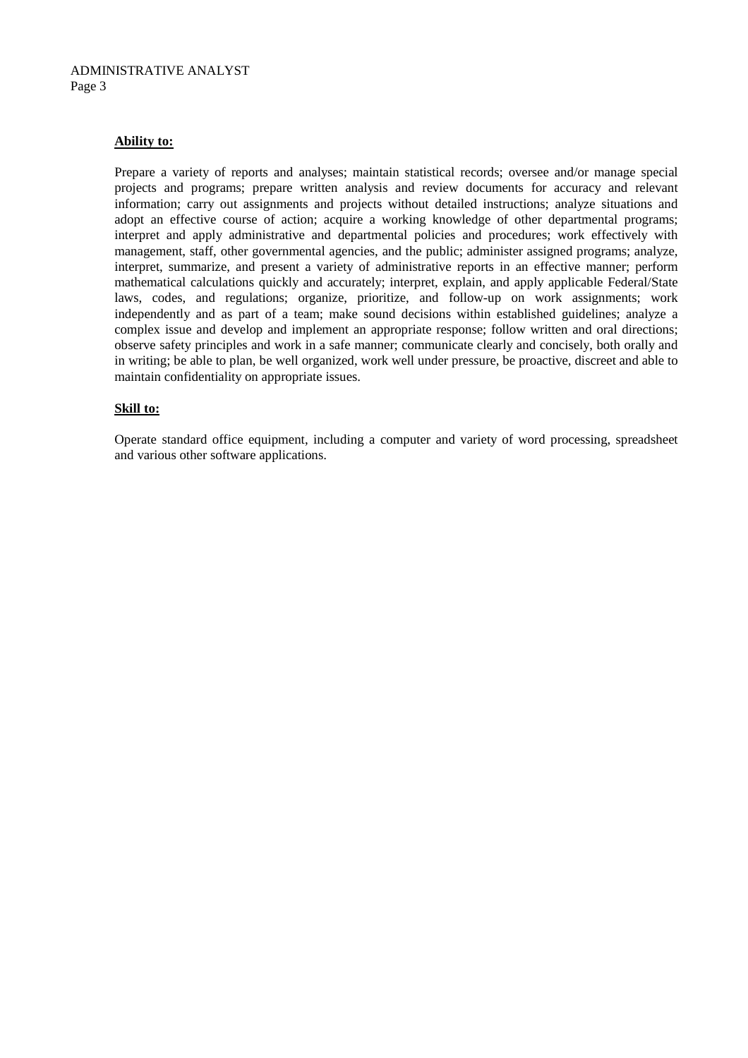**Ability to:**

Prepare a variety of reports and analyses; maintain statistical records; oversee and/or manage special projects and programs; prepare written analysis and review documents for accuracy and relevant information; carry out assignments and projects without detailed instructions; analyze situations and adopt an effective course of action; acquire a working knowledge of other departmental programs; interpret and apply administrative and departmental policies and procedures; work effectively with management, staff, other governmental agencies, and the public; administer assigned programs; analyze, interpret, summarize, and present a variety of administrative reports in an effective manner; perform mathematical calculations quickly and accurately; interpret, explain, and apply applicable Federal/State laws, codes, and regulations; organize, prioritize, and follow-up on work assignments; work independently and as part of a team; make sound decisions within established guidelines; analyze a complex issue and develop and implement an appropriate response; follow written and oral directions; observe safety principles and work in a safe manner; communicate clearly and concisely, both orally and in writing; be able to plan, be well organized, work well under pressure, be proactive, discreet and able to maintain confidentiality on appropriate issues.

**Skill to:**

Operate standard office equipment, including a computer and variety of word processing, spreadsheet and various other software applications.